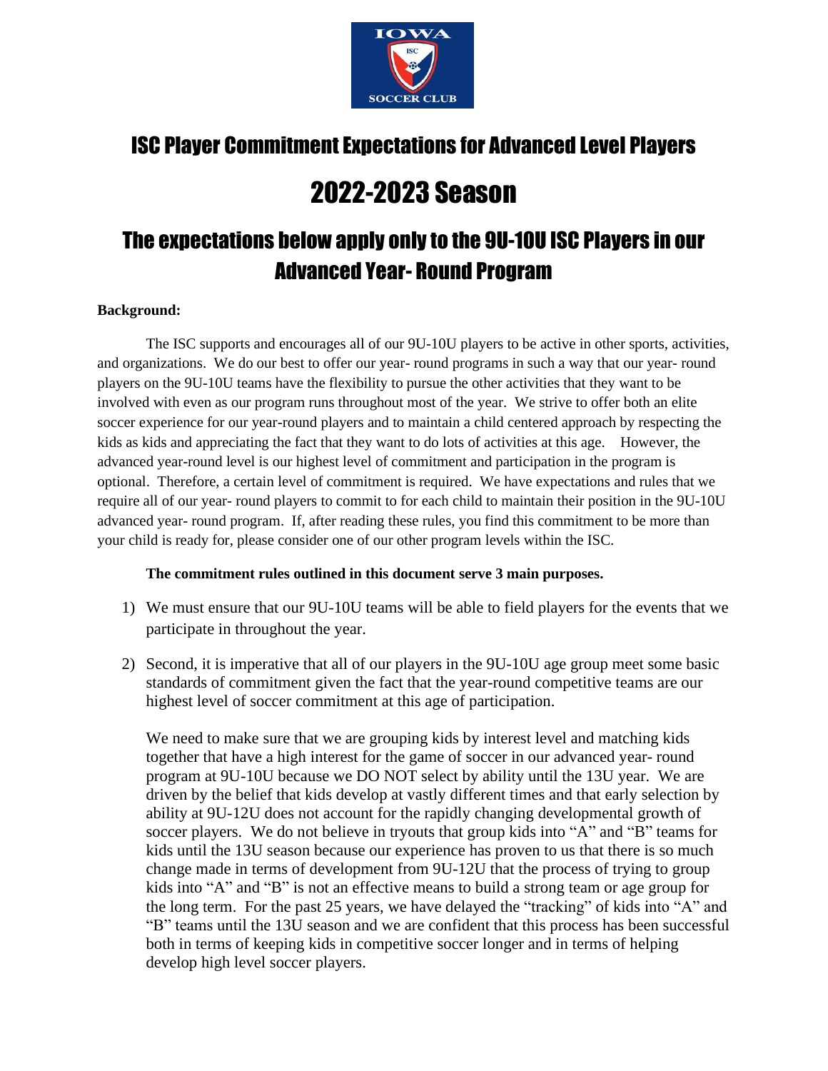# ISC Player Commitment Expectations for Advanced Level Players

# 2022-2023 Season

## The expectations below apply only to the 9U-10U ISC Players in our Advanced Year- Round Program

**Background:**

The ISC supports and encourages all of our 9U-10U players to be active in other sports, activities, and organizations. We do our best to offer our year- round programs in such a way that our year- round players on the 9U-10U teams have the flexibility to pursue the other activities that they want to be involved with even as our program runs throughout most of the year. We strive to offer both an elite soccer experience for our year-round players and to maintain a child centered approach by respecting the kids as kids and appreciating the fact that they want to do lots of activities at this age. However, the advanced year-round level is our highest level of commitment and participation in the program is optional. Therefore, a certain level of commitment is required. We have expectations and rules that we require all of our year- round players to commit to for each child to maintain their position in the 9U-10U advanced year- round program. If, after reading these rules, you find this commitment to be more than your child is ready for, please consider one of our other program levels within the ISC.

**The commitment rules outlined in this document serve 3 main purposes.**

1) We must ensure that our 9U-10U teams will be able to field players for the events that we participate in throughout the year.

2) Second, it is imperative that all of our players in the 9U-10U age group meet some basic standards of commitment given the fact that the year-round competitive teams are our highest level of soccer commitment at this age of participation.

   We need to make sure that we are grouping kids by interest level and matching kids together that have a high interest for the game of soccer in our advanced year- round program at 9U-10U because we DO NOT select by ability until the 13U year. We are driven by the belief that kids develop at vastly different times and that early selection by ability at 9U-12U does not account for the rapidly changing developmental growth of soccer players. We do not believe in tryouts that group kids into "A" and "B" teams for kids until the 13U season because our experience has proven to us that there is so much change made in terms of development from 9U-12U that the process of trying to group kids into "A" and "B" is not an effective means to build a strong team or age group for the long term. For the past 25 years, we have delayed the "tracking" of kids into "A" and "B" teams until the 13U season and we are confident that this process has been successful both in terms of keeping kids in competitive soccer longer and in terms of helping develop high level soccer players.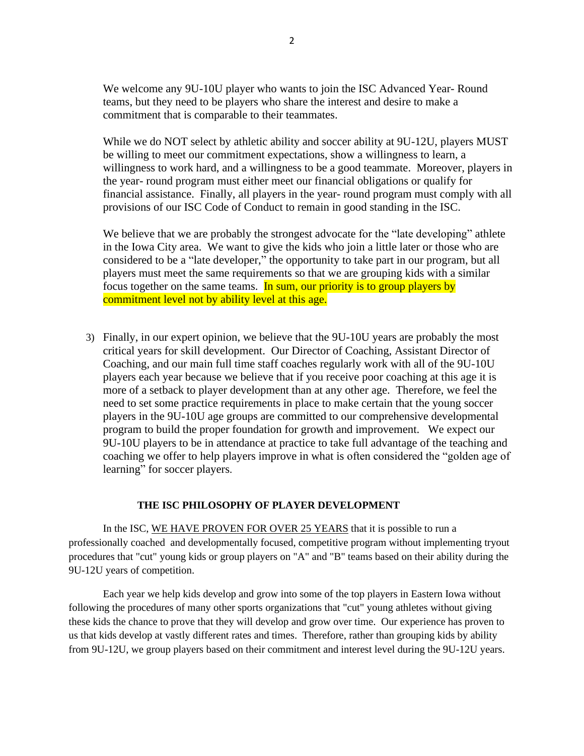We welcome any 9U-10U player who wants to join the ISC Advanced Year- Round teams, but they need to be players who share the interest and desire to make a commitment that is comparable to their teammates.

While we do NOT select by athletic ability and soccer ability at 9U-12U, players MUST be willing to meet our commitment expectations, show a willingness to learn, a willingness to work hard, and a willingness to be a good teammate. Moreover, players in the year- round program must either meet our financial obligations or qualify for financial assistance. Finally, all players in the year- round program must comply with all provisions of our ISC Code of Conduct to remain in good standing in the ISC.

We believe that we are probably the strongest advocate for the "late developing" athlete in the Iowa City area. We want to give the kids who join a little later or those who are considered to be a "late developer," the opportunity to take part in our program, but all players must meet the same requirements so that we are grouping kids with a similar focus together on the same teams. In sum, our priority is to group players by commitment level not by ability level at this age.

3) Finally, in our expert opinion, we believe that the 9U-10U years are probably the most critical years for skill development. Our Director of Coaching, Assistant Director of Coaching, and our main full time staff coaches regularly work with all of the 9U-10U players each year because we believe that if you receive poor coaching at this age it is more of a setback to player development than at any other age. Therefore, we feel the need to set some practice requirements in place to make certain that the young soccer players in the 9U-10U age groups are committed to our comprehensive developmental program to build the proper foundation for growth and improvement. We expect our 9U-10U players to be in attendance at practice to take full advantage of the teaching and coaching we offer to help players improve in what is often considered the "golden age of learning" for soccer players.

**THE ISC PHILOSOPHY OF PLAYER DEVELOPMENT**

In the ISC, WE HAVE PROVEN FOR OVER 25 YEARS that it is possible to run a professionally coached and developmentally focused, competitive program without implementing tryout procedures that "cut" young kids or group players on "A" and "B" teams based on their ability during the 9U-12U years of competition.

Each year we help kids develop and grow into some of the top players in Eastern Iowa without following the procedures of many other sports organizations that "cut" young athletes without giving these kids the chance to prove that they will develop and grow over time. Our experience has proven to us that kids develop at vastly different rates and times. Therefore, rather than grouping kids by ability from 9U-12U, we group players based on their commitment and interest level during the 9U-12U years.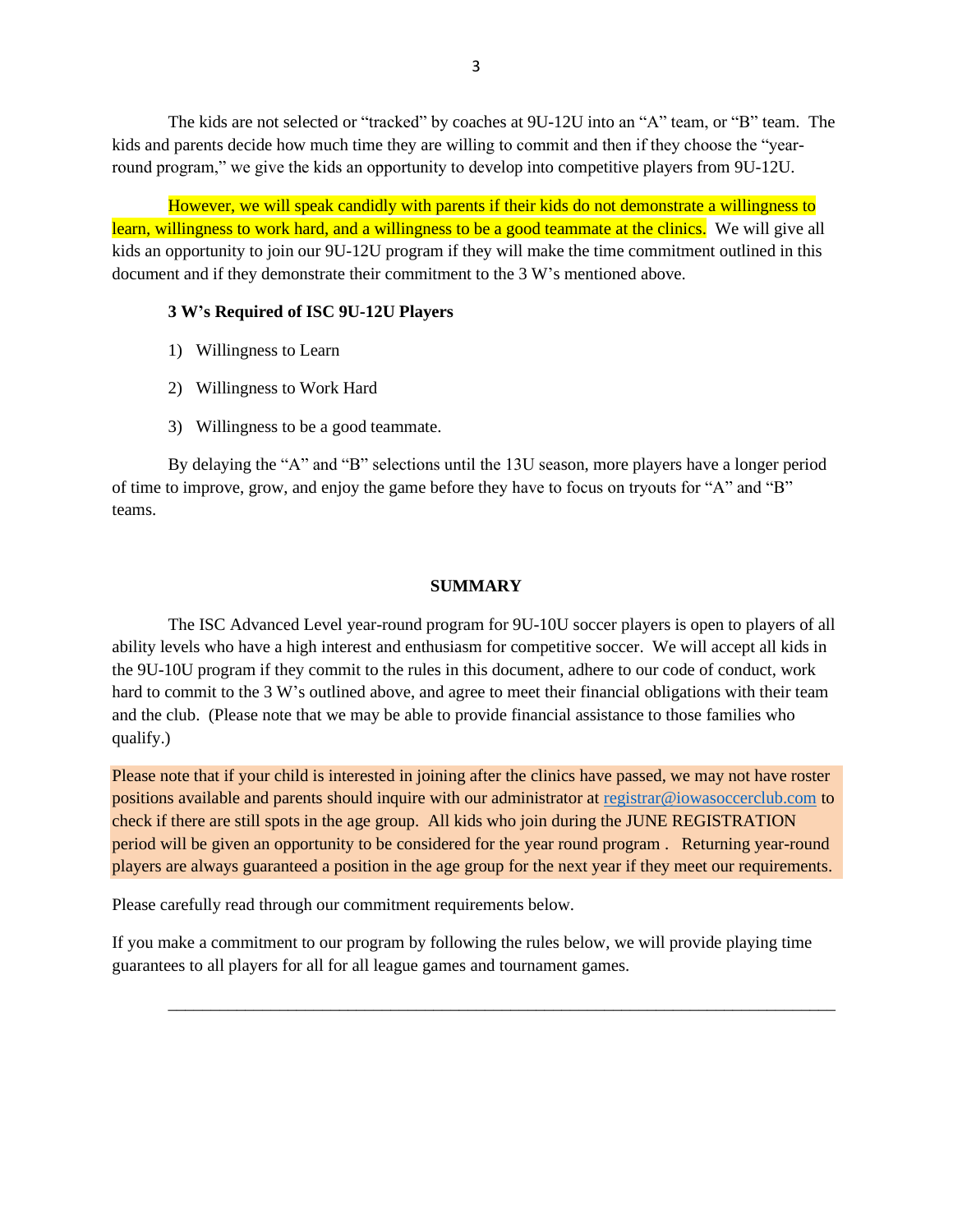The kids are not selected or "tracked" by coaches at 9U-12U into an "A" team, or "B" team. The kids and parents decide how much time they are willing to commit and then if they choose the "year-round program," we give the kids an opportunity to develop into competitive players from 9U-12U.

However, we will speak candidly with parents if their kids do not demonstrate a willingness to learn, willingness to work hard, and a willingness to be a good teammate at the clinics. We will give all kids an opportunity to join our 9U-12U program if they will make the time commitment outlined in this document and if they demonstrate their commitment to the 3 W's mentioned above.

**3 W's Required of ISC 9U-12U Players**

1) Willingness to Learn
2) Willingness to Work Hard
3) Willingness to be a good teammate.

By delaying the "A" and "B" selections until the 13U season, more players have a longer period of time to improve, grow, and enjoy the game before they have to focus on tryouts for "A" and "B" teams.

## SUMMARY

The ISC Advanced Level year-round program for 9U-10U soccer players is open to players of all ability levels who have a high interest and enthusiasm for competitive soccer. We will accept all kids in the 9U-10U program if they commit to the rules in this document, adhere to our code of conduct, work hard to commit to the 3 W's outlined above, and agree to meet their financial obligations with their team and the club. (Please note that we may be able to provide financial assistance to those families who qualify.)

Please note that if your child is interested in joining after the clinics have passed, we may not have roster positions available and parents should inquire with our administrator at registrar@iowasoccerclub.com to check if there are still spots in the age group. All kids who join during the JUNE REGISTRATION period will be given an opportunity to be considered for the year round program . Returning year-round players are always guaranteed a position in the age group for the next year if they meet our requirements.

Please carefully read through our commitment requirements below.

If you make a commitment to our program by following the rules below, we will provide playing time guarantees to all players for all for all league games and tournament games.

---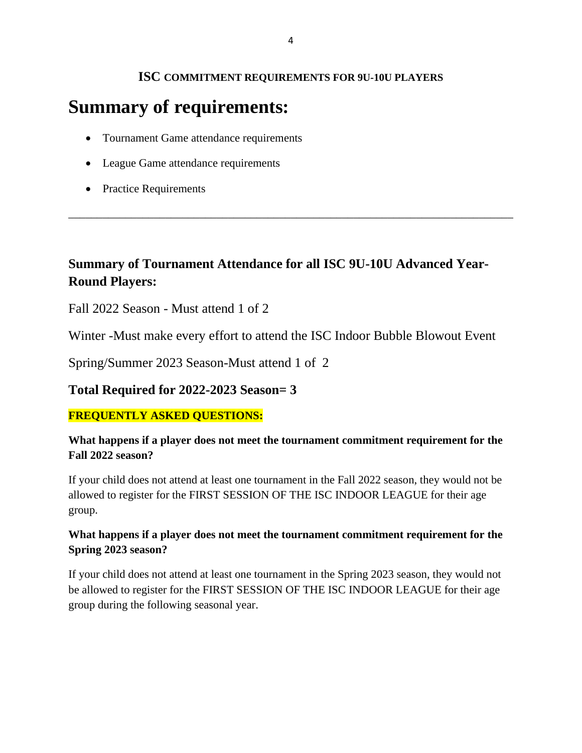**ISC COMMITMENT REQUIREMENTS FOR 9U-10U PLAYERS**

# Summary of requirements:

- Tournament Game attendance requirements
- League Game attendance requirements
- Practice Requirements

---

### Summary of Tournament Attendance for all ISC 9U-10U Advanced Year-Round Players:

Fall 2022 Season - Must attend 1 of 2

Winter -Must make every effort to attend the ISC Indoor Bubble Blowout Event

Spring/Summer 2023 Season-Must attend 1 of 2

### Total Required for 2022-2023 Season= 3

**FREQUENTLY ASKED QUESTIONS:**

**What happens if a player does not meet the tournament commitment requirement for the Fall 2022 season?**

If your child does not attend at least one tournament in the Fall 2022 season, they would not be allowed to register for the FIRST SESSION OF THE ISC INDOOR LEAGUE for their age group.

**What happens if a player does not meet the tournament commitment requirement for the Spring 2023 season?**

If your child does not attend at least one tournament in the Spring 2023 season, they would not be allowed to register for the FIRST SESSION OF THE ISC INDOOR LEAGUE for their age group during the following seasonal year.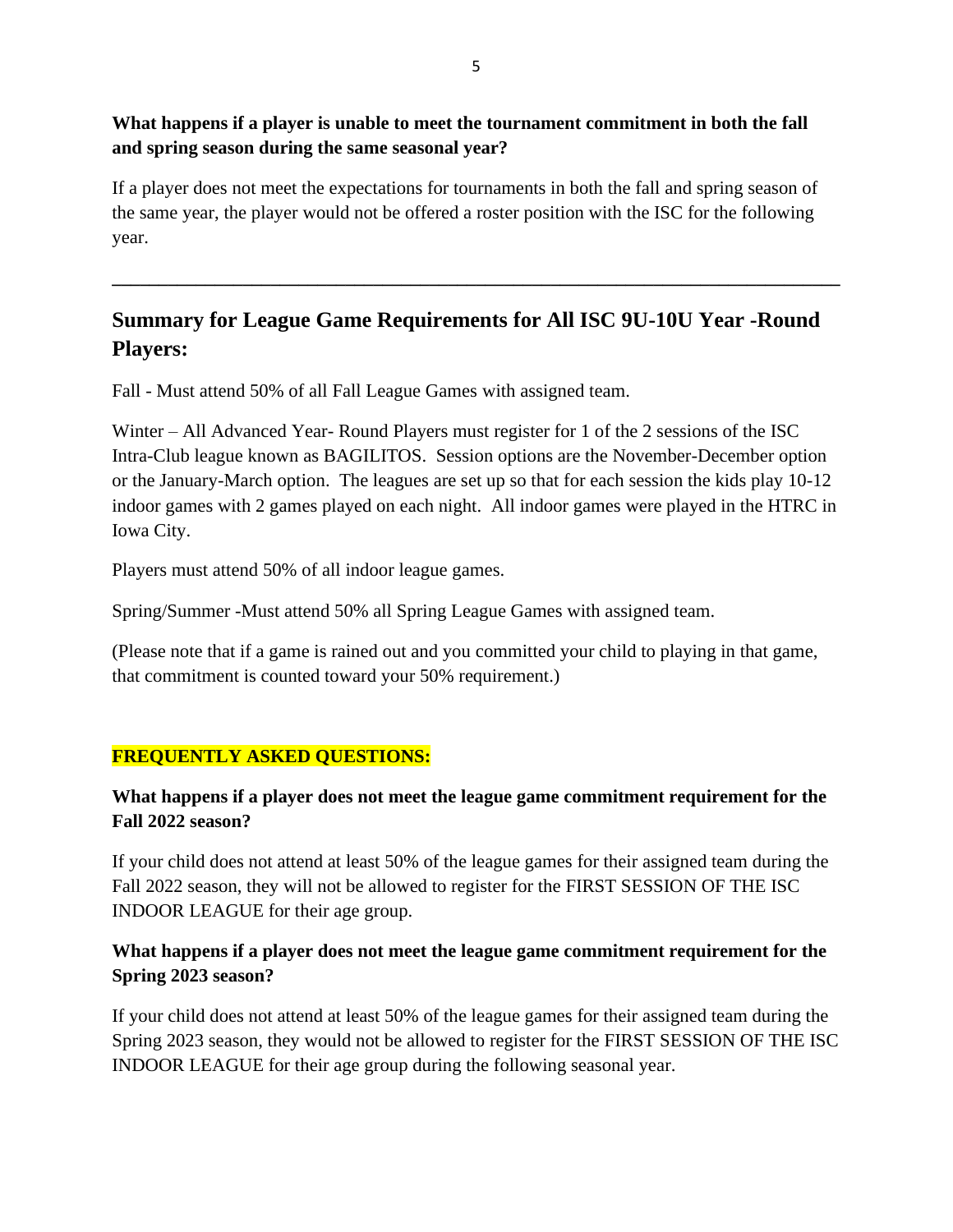**What happens if a player is unable to meet the tournament commitment in both the fall and spring season during the same seasonal year?**

If a player does not meet the expectations for tournaments in both the fall and spring season of the same year, the player would not be offered a roster position with the ISC for the following year.

---

## Summary for League Game Requirements for All ISC 9U-10U Year -Round Players:

Fall - Must attend 50% of all Fall League Games with assigned team.

Winter – All Advanced Year- Round Players must register for 1 of the 2 sessions of the ISC Intra-Club league known as BAGILITOS. Session options are the November-December option or the January-March option. The leagues are set up so that for each session the kids play 10-12 indoor games with 2 games played on each night. All indoor games were played in the HTRC in Iowa City.

Players must attend 50% of all indoor league games.

Spring/Summer -Must attend 50% all Spring League Games with assigned team.

(Please note that if a game is rained out and you committed your child to playing in that game, that commitment is counted toward your 50% requirement.)

**FREQUENTLY ASKED QUESTIONS:**

**What happens if a player does not meet the league game commitment requirement for the Fall 2022 season?**

If your child does not attend at least 50% of the league games for their assigned team during the Fall 2022 season, they will not be allowed to register for the FIRST SESSION OF THE ISC INDOOR LEAGUE for their age group.

**What happens if a player does not meet the league game commitment requirement for the Spring 2023 season?**

If your child does not attend at least 50% of the league games for their assigned team during the Spring 2023 season, they would not be allowed to register for the FIRST SESSION OF THE ISC INDOOR LEAGUE for their age group during the following seasonal year.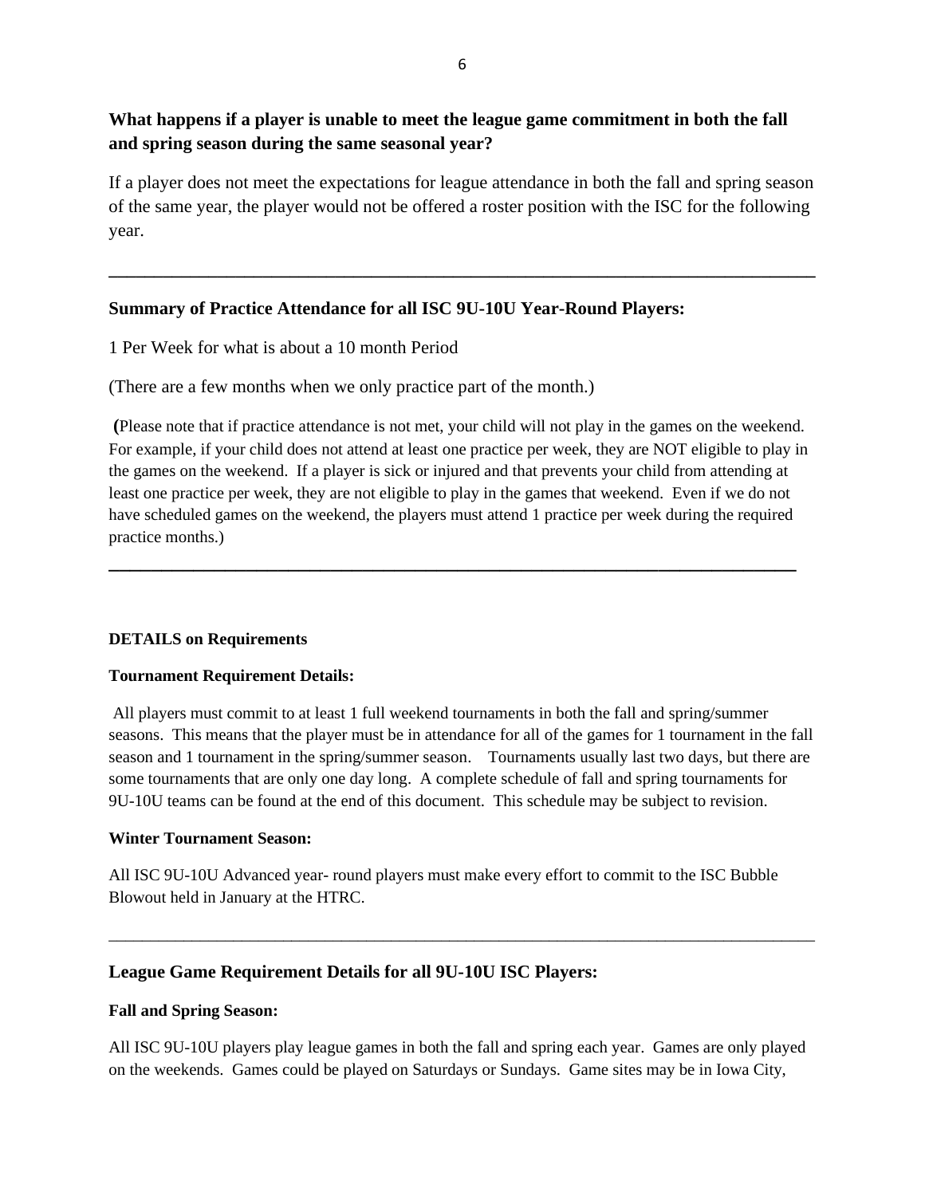**What happens if a player is unable to meet the league game commitment in both the fall and spring season during the same seasonal year?**

If a player does not meet the expectations for league attendance in both the fall and spring season of the same year, the player would not be offered a roster position with the ISC for the following year.

---

**Summary of Practice Attendance for all ISC 9U-10U Year-Round Players:**

1 Per Week for what is about a 10 month Period

(There are a few months when we only practice part of the month.)

**(**Please note that if practice attendance is not met, your child will not play in the games on the weekend. For example, if your child does not attend at least one practice per week, they are NOT eligible to play in the games on the weekend. If a player is sick or injured and that prevents your child from attending at least one practice per week, they are not eligible to play in the games that weekend. Even if we do not have scheduled games on the weekend, the players must attend 1 practice per week during the required practice months.)

---

**DETAILS on Requirements**

**Tournament Requirement Details:**

All players must commit to at least 1 full weekend tournaments in both the fall and spring/summer seasons. This means that the player must be in attendance for all of the games for 1 tournament in the fall season and 1 tournament in the spring/summer season. Tournaments usually last two days, but there are some tournaments that are only one day long. A complete schedule of fall and spring tournaments for 9U-10U teams can be found at the end of this document. This schedule may be subject to revision.

**Winter Tournament Season:**

All ISC 9U-10U Advanced year- round players must make every effort to commit to the ISC Bubble Blowout held in January at the HTRC.

---

**League Game Requirement Details for all 9U-10U ISC Players:**

**Fall and Spring Season:**

All ISC 9U-10U players play league games in both the fall and spring each year. Games are only played on the weekends. Games could be played on Saturdays or Sundays. Game sites may be in Iowa City,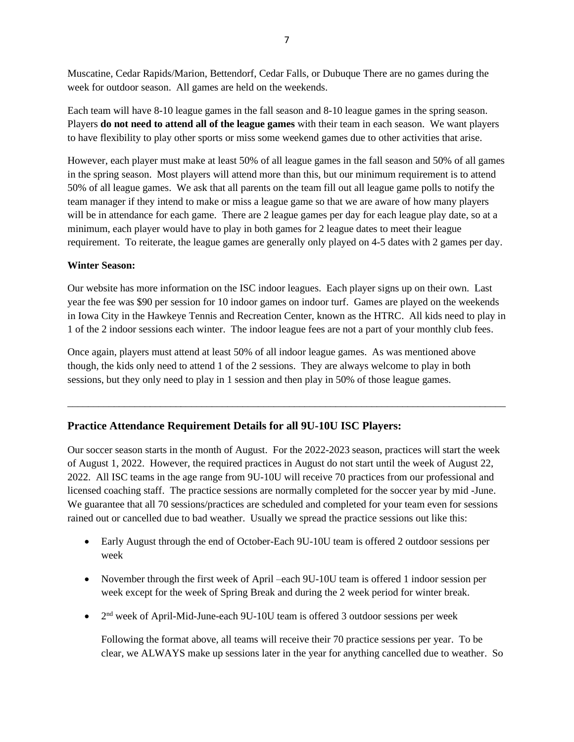Muscatine, Cedar Rapids/Marion, Bettendorf, Cedar Falls, or Dubuque There are no games during the week for outdoor season. All games are held on the weekends.

Each team will have 8-10 league games in the fall season and 8-10 league games in the spring season. Players **do not need to attend all of the league games** with their team in each season. We want players to have flexibility to play other sports or miss some weekend games due to other activities that arise.

However, each player must make at least 50% of all league games in the fall season and 50% of all games in the spring season. Most players will attend more than this, but our minimum requirement is to attend 50% of all league games. We ask that all parents on the team fill out all league game polls to notify the team manager if they intend to make or miss a league game so that we are aware of how many players will be in attendance for each game. There are 2 league games per day for each league play date, so at a minimum, each player would have to play in both games for 2 league dates to meet their league requirement. To reiterate, the league games are generally only played on 4-5 dates with 2 games per day.

**Winter Season:**

Our website has more information on the ISC indoor leagues. Each player signs up on their own. Last year the fee was $90 per session for 10 indoor games on indoor turf. Games are played on the weekends in Iowa City in the Hawkeye Tennis and Recreation Center, known as the HTRC. All kids need to play in 1 of the 2 indoor sessions each winter. The indoor league fees are not a part of your monthly club fees.

Once again, players must attend at least 50% of all indoor league games. As was mentioned above though, the kids only need to attend 1 of the 2 sessions. They are always welcome to play in both sessions, but they only need to play in 1 session and then play in 50% of those league games.

---

## Practice Attendance Requirement Details for all 9U-10U ISC Players:

Our soccer season starts in the month of August. For the 2022-2023 season, practices will start the week of August 1, 2022. However, the required practices in August do not start until the week of August 22, 2022. All ISC teams in the age range from 9U-10U will receive 70 practices from our professional and licensed coaching staff. The practice sessions are normally completed for the soccer year by mid -June. We guarantee that all 70 sessions/practices are scheduled and completed for your team even for sessions rained out or cancelled due to bad weather. Usually we spread the practice sessions out like this:

- Early August through the end of October-Each 9U-10U team is offered 2 outdoor sessions per week
- November through the first week of April –each 9U-10U team is offered 1 indoor session per week except for the week of Spring Break and during the 2 week period for winter break.
- 2nd week of April-Mid-June-each 9U-10U team is offered 3 outdoor sessions per week

  Following the format above, all teams will receive their 70 practice sessions per year. To be clear, we ALWAYS make up sessions later in the year for anything cancelled due to weather. So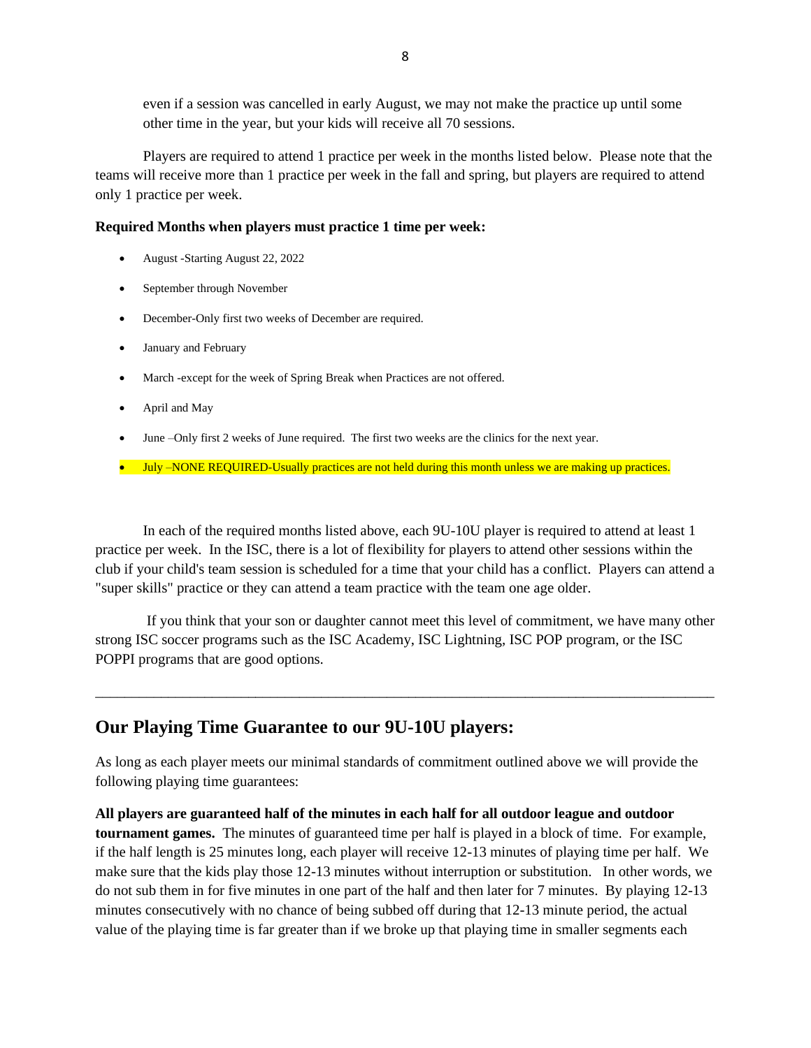even if a session was cancelled in early August, we may not make the practice up until some other time in the year, but your kids will receive all 70 sessions.

Players are required to attend 1 practice per week in the months listed below. Please note that the teams will receive more than 1 practice per week in the fall and spring, but players are required to attend only 1 practice per week.

**Required Months when players must practice 1 time per week:**

- August -Starting August 22, 2022
- September through November
- December-Only first two weeks of December are required.
- January and February
- March -except for the week of Spring Break when Practices are not offered.
- April and May
- June –Only first 2 weeks of June required. The first two weeks are the clinics for the next year.
- July –NONE REQUIRED-Usually practices are not held during this month unless we are making up practices.

In each of the required months listed above, each 9U-10U player is required to attend at least 1 practice per week. In the ISC, there is a lot of flexibility for players to attend other sessions within the club if your child's team session is scheduled for a time that your child has a conflict. Players can attend a "super skills" practice or they can attend a team practice with the team one age older.

If you think that your son or daughter cannot meet this level of commitment, we have many other strong ISC soccer programs such as the ISC Academy, ISC Lightning, ISC POP program, or the ISC POPPI programs that are good options.

---

## Our Playing Time Guarantee to our 9U-10U players:

As long as each player meets our minimal standards of commitment outlined above we will provide the following playing time guarantees:

**All players are guaranteed half of the minutes in each half for all outdoor league and outdoor tournament games.** The minutes of guaranteed time per half is played in a block of time. For example, if the half length is 25 minutes long, each player will receive 12-13 minutes of playing time per half. We make sure that the kids play those 12-13 minutes without interruption or substitution. In other words, we do not sub them in for five minutes in one part of the half and then later for 7 minutes. By playing 12-13 minutes consecutively with no chance of being subbed off during that 12-13 minute period, the actual value of the playing time is far greater than if we broke up that playing time in smaller segments each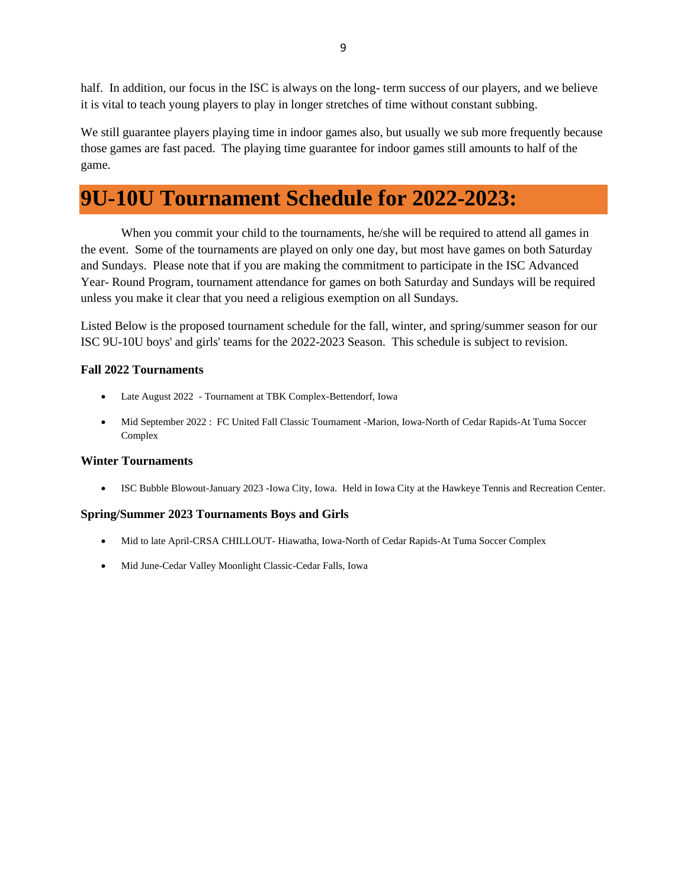half. In addition, our focus in the ISC is always on the long- term success of our players, and we believe it is vital to teach young players to play in longer stretches of time without constant subbing.

We still guarantee players playing time in indoor games also, but usually we sub more frequently because those games are fast paced. The playing time guarantee for indoor games still amounts to half of the game.

# 9U-10U Tournament Schedule for 2022-2023:

When you commit your child to the tournaments, he/she will be required to attend all games in the event. Some of the tournaments are played on only one day, but most have games on both Saturday and Sundays. Please note that if you are making the commitment to participate in the ISC Advanced Year- Round Program, tournament attendance for games on both Saturday and Sundays will be required unless you make it clear that you need a religious exemption on all Sundays.

Listed Below is the proposed tournament schedule for the fall, winter, and spring/summer season for our ISC 9U-10U boys' and girls' teams for the 2022-2023 Season. This schedule is subject to revision.

### Fall 2022 Tournaments

- Late August 2022 - Tournament at TBK Complex-Bettendorf, Iowa
- Mid September 2022 : FC United Fall Classic Tournament -Marion, Iowa-North of Cedar Rapids-At Tuma Soccer Complex

### Winter Tournaments

- ISC Bubble Blowout-January 2023 -Iowa City, Iowa. Held in Iowa City at the Hawkeye Tennis and Recreation Center.

### Spring/Summer 2023 Tournaments Boys and Girls

- Mid to late April-CRSA CHILLOUT- Hiawatha, Iowa-North of Cedar Rapids-At Tuma Soccer Complex
- Mid June-Cedar Valley Moonlight Classic-Cedar Falls, Iowa